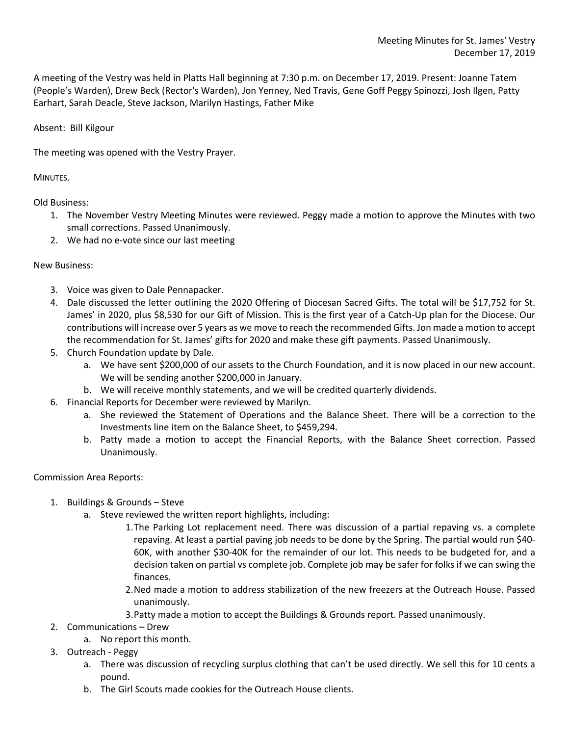Meeting Minutes for St. James' Vestry
December 17, 2019

A meeting of the Vestry was held in Platts Hall beginning at 7:30 p.m. on December 17, 2019. Present: Joanne Tatem (People's Warden), Drew Beck (Rector's Warden), Jon Yenney, Ned Travis, Gene Goff Peggy Spinozzi, Josh Ilgen, Patty Earhart, Sarah Deacle, Steve Jackson, Marilyn Hastings, Father Mike

Absent: Bill Kilgour

The meeting was opened with the Vestry Prayer.

MINUTES.

Old Business:

1. The November Vestry Meeting Minutes were reviewed. Peggy made a motion to approve the Minutes with two small corrections. Passed Unanimously.
2. We had no e-vote since our last meeting

New Business:

3. Voice was given to Dale Pennapacker.
4. Dale discussed the letter outlining the 2020 Offering of Diocesan Sacred Gifts. The total will be $17,752 for St. James' in 2020, plus $8,530 for our Gift of Mission. This is the first year of a Catch-Up plan for the Diocese. Our contributions will increase over 5 years as we move to reach the recommended Gifts. Jon made a motion to accept the recommendation for St. James' gifts for 2020 and make these gift payments. Passed Unanimously.
5. Church Foundation update by Dale.
   a. We have sent $200,000 of our assets to the Church Foundation, and it is now placed in our new account. We will be sending another $200,000 in January.
   b. We will receive monthly statements, and we will be credited quarterly dividends.
6. Financial Reports for December were reviewed by Marilyn.
   a. She reviewed the Statement of Operations and the Balance Sheet. There will be a correction to the Investments line item on the Balance Sheet, to $459,294.
   b. Patty made a motion to accept the Financial Reports, with the Balance Sheet correction. Passed Unanimously.

Commission Area Reports:

1. Buildings & Grounds – Steve
   a. Steve reviewed the written report highlights, including:
      1. The Parking Lot replacement need. There was discussion of a partial repaving vs. a complete repaving. At least a partial paving job needs to be done by the Spring. The partial would run $40-60K, with another $30-40K for the remainder of our lot. This needs to be budgeted for, and a decision taken on partial vs complete job. Complete job may be safer for folks if we can swing the finances.
      2. Ned made a motion to address stabilization of the new freezers at the Outreach House. Passed unanimously.
      3. Patty made a motion to accept the Buildings & Grounds report. Passed unanimously.
2. Communications – Drew
   a. No report this month.
3. Outreach - Peggy
   a. There was discussion of recycling surplus clothing that can't be used directly. We sell this for 10 cents a pound.
   b. The Girl Scouts made cookies for the Outreach House clients.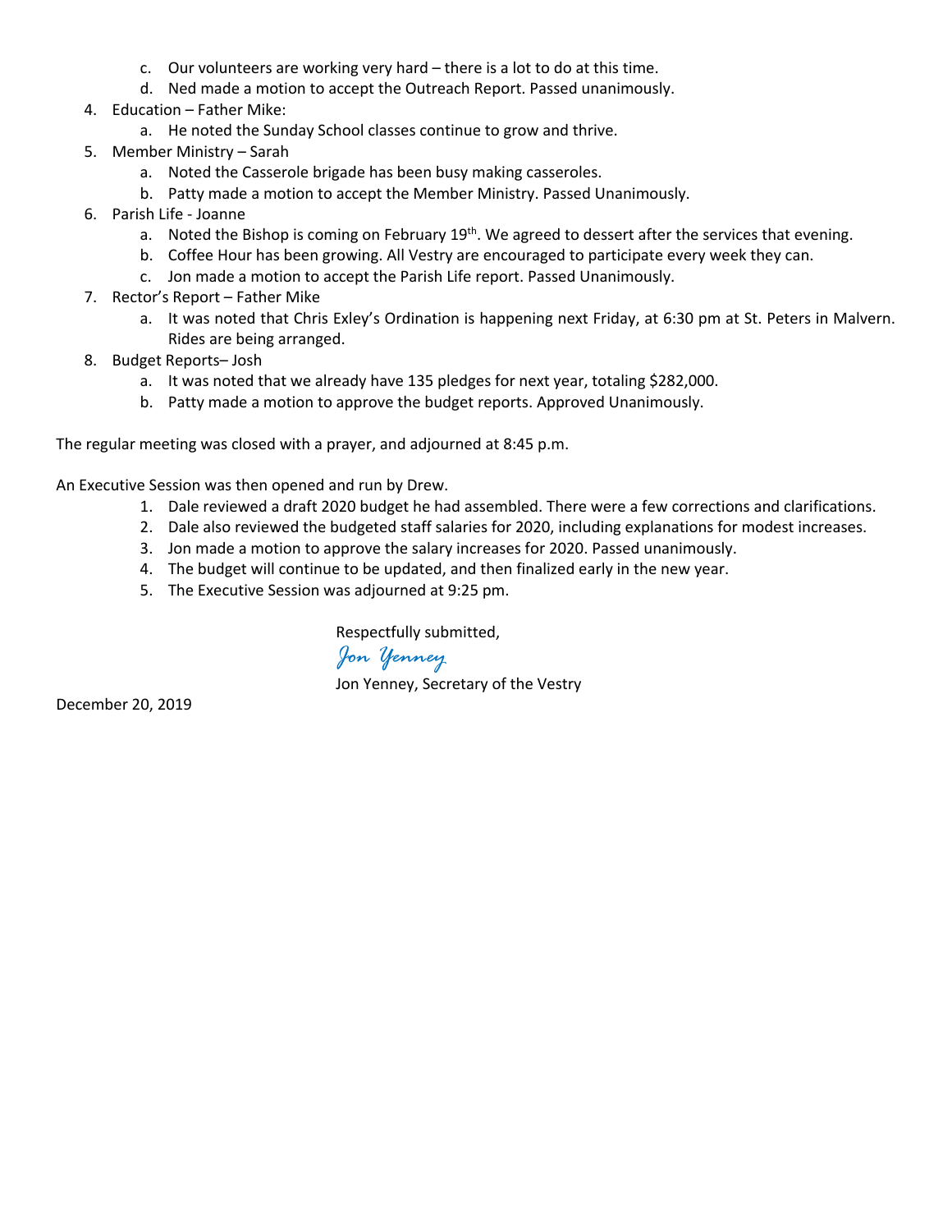c. Our volunteers are working very hard – there is a lot to do at this time.
   d. Ned made a motion to accept the Outreach Report. Passed unanimously.

4. Education – Father Mike:
   a. He noted the Sunday School classes continue to grow and thrive.
5. Member Ministry – Sarah
   a. Noted the Casserole brigade has been busy making casseroles.
   b. Patty made a motion to accept the Member Ministry. Passed Unanimously.
6. Parish Life - Joanne
   a. Noted the Bishop is coming on February 19th. We agreed to dessert after the services that evening.
   b. Coffee Hour has been growing. All Vestry are encouraged to participate every week they can.
   c. Jon made a motion to accept the Parish Life report. Passed Unanimously.
7. Rector's Report – Father Mike
   a. It was noted that Chris Exley's Ordination is happening next Friday, at 6:30 pm at St. Peters in Malvern. Rides are being arranged.
8. Budget Reports– Josh
   a. It was noted that we already have 135 pledges for next year, totaling $282,000.
   b. Patty made a motion to approve the budget reports. Approved Unanimously.

The regular meeting was closed with a prayer, and adjourned at 8:45 p.m.

An Executive Session was then opened and run by Drew.

1. Dale reviewed a draft 2020 budget he had assembled. There were a few corrections and clarifications.
2. Dale also reviewed the budgeted staff salaries for 2020, including explanations for modest increases.
3. Jon made a motion to approve the salary increases for 2020. Passed unanimously.
4. The budget will continue to be updated, and then finalized early in the new year.
5. The Executive Session was adjourned at 9:25 pm.

Respectfully submitted,

*Jon Yenney*

Jon Yenney, Secretary of the Vestry

December 20, 2019